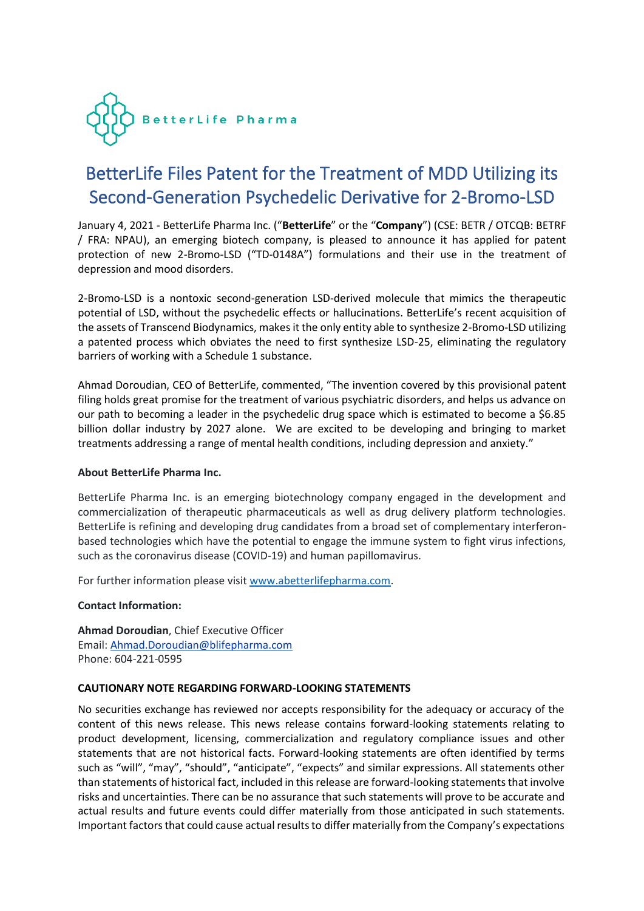BetterLife Pharma

# BetterLife Files Patent for the Treatment of MDD Utilizing its Second-Generation Psychedelic Derivative for 2-Bromo-LSD

January 4, 2021 - BetterLife Pharma Inc. ("**BetterLife**" or the "**Company**") (CSE: BETR / OTCQB: BETRF / FRA: NPAU), an emerging biotech company, is pleased to announce it has applied for patent protection of new 2-Bromo-LSD ("TD-0148A") formulations and their use in the treatment of depression and mood disorders.

2-Bromo-LSD is a nontoxic second-generation LSD-derived molecule that mimics the therapeutic potential of LSD, without the psychedelic effects or hallucinations. BetterLife's recent acquisition of the assets of Transcend Biodynamics, makes it the only entity able to synthesize 2-Bromo-LSD utilizing a patented process which obviates the need to first synthesize LSD-25, eliminating the regulatory barriers of working with a Schedule 1 substance.

Ahmad Doroudian, CEO of BetterLife, commented, "The invention covered by this provisional patent filing holds great promise for the treatment of various psychiatric disorders, and helps us advance on our path to becoming a leader in the psychedelic drug space which is estimated to become a $6.85 billion dollar industry by 2027 alone. We are excited to be developing and bringing to market treatments addressing a range of mental health conditions, including depression and anxiety."

**About BetterLife Pharma Inc.**

BetterLife Pharma Inc. is an emerging biotechnology company engaged in the development and commercialization of therapeutic pharmaceuticals as well as drug delivery platform technologies. BetterLife is refining and developing drug candidates from a broad set of complementary interferon-based technologies which have the potential to engage the immune system to fight virus infections, such as the coronavirus disease (COVID-19) and human papillomavirus.

For further information please visit [www.abetterlifepharma.com](http://www.abetterlifepharma.com).

**Contact Information:**

**Ahmad Doroudian**, Chief Executive Officer
Email: [Ahmad.Doroudian@blifepharma.com](mailto:Ahmad.Doroudian@blifepharma.com)
Phone: 604-221-0595

**CAUTIONARY NOTE REGARDING FORWARD-LOOKING STATEMENTS**

No securities exchange has reviewed nor accepts responsibility for the adequacy or accuracy of the content of this news release. This news release contains forward-looking statements relating to product development, licensing, commercialization and regulatory compliance issues and other statements that are not historical facts. Forward-looking statements are often identified by terms such as "will", "may", "should", "anticipate", "expects" and similar expressions. All statements other than statements of historical fact, included in this release are forward-looking statements that involve risks and uncertainties. There can be no assurance that such statements will prove to be accurate and actual results and future events could differ materially from those anticipated in such statements. Important factors that could cause actual results to differ materially from the Company's expectations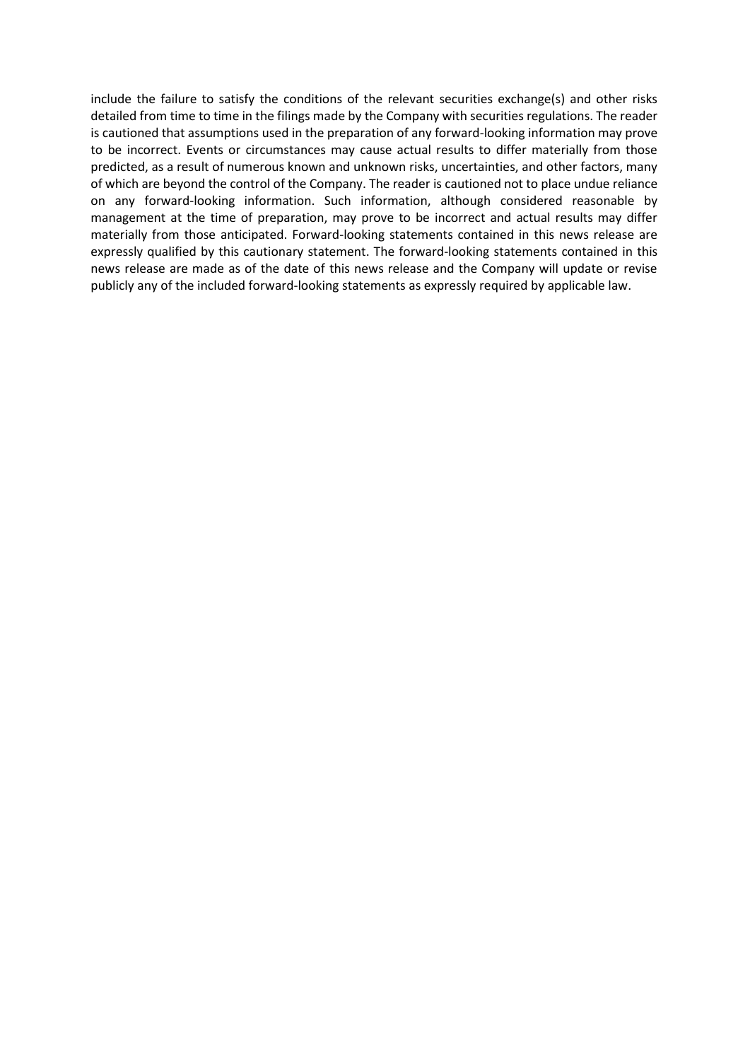include the failure to satisfy the conditions of the relevant securities exchange(s) and other risks detailed from time to time in the filings made by the Company with securities regulations. The reader is cautioned that assumptions used in the preparation of any forward-looking information may prove to be incorrect. Events or circumstances may cause actual results to differ materially from those predicted, as a result of numerous known and unknown risks, uncertainties, and other factors, many of which are beyond the control of the Company. The reader is cautioned not to place undue reliance on any forward-looking information. Such information, although considered reasonable by management at the time of preparation, may prove to be incorrect and actual results may differ materially from those anticipated. Forward-looking statements contained in this news release are expressly qualified by this cautionary statement. The forward-looking statements contained in this news release are made as of the date of this news release and the Company will update or revise publicly any of the included forward-looking statements as expressly required by applicable law.